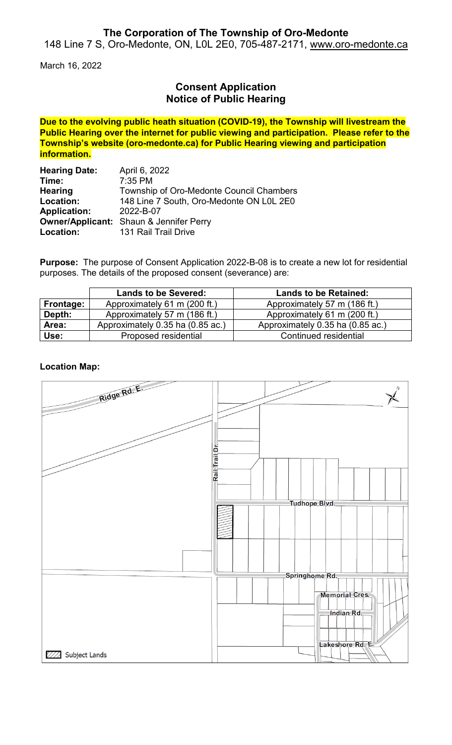**The Corporation of The Township of Oro-Medonte**

148 Line 7 S, Oro-Medonte, ON, L0L 2E0, 705-487-2171, www.oro-medonte.ca

March 16, 2022

## Consent Application
## Notice of Public Hearing

**Due to the evolving public heath situation (COVID-19), the Township will livestream the Public Hearing over the internet for public viewing and participation. Please refer to the Township's website (oro-medonte.ca) for Public Hearing viewing and participation information.**

**Hearing Date:** April 6, 2022
**Time:** 7:35 PM
**Hearing Location:** Township of Oro-Medonte Council Chambers, 148 Line 7 South, Oro-Medonte ON L0L 2E0
**Application:** 2022-B-07
**Owner/Applicant:** Shaun & Jennifer Perry
**Location:** 131 Rail Trail Drive

**Purpose:** The purpose of Consent Application 2022-B-08 is to create a new lot for residential purposes. The details of the proposed consent (severance) are:

| | Lands to be Severed: | Lands to be Retained: |
|---|---|---|
| **Frontage:** | Approximately 61 m (200 ft.) | Approximately 57 m (186 ft.) |
| **Depth:** | Approximately 57 m (186 ft.) | Approximately 61 m (200 ft.) |
| **Area:** | Approximately 0.35 ha (0.85 ac.) | Approximately 0.35 ha (0.85 ac.) |
| **Use:** | Proposed residential | Continued residential |

**Location Map:**

Ridge Rd. E.
Rail Trail Dr.
Tudhope Blvd.
Springhome Rd.
Memorial Cres.
Indian Rd.
Lakeshore Rd. E.
Subject Lands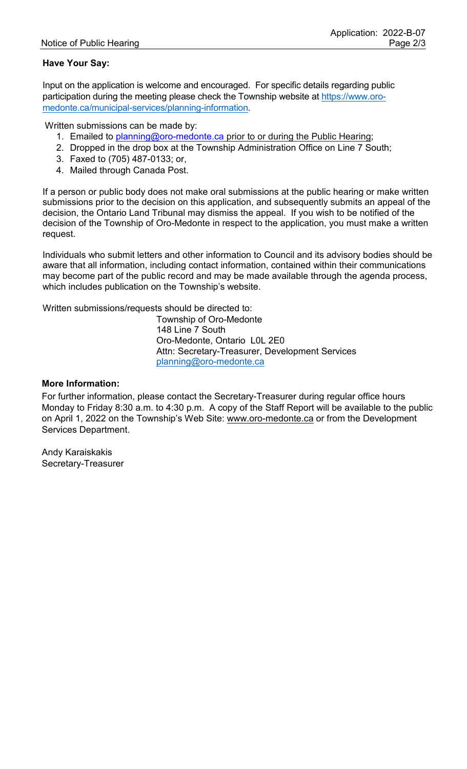**Have Your Say:**

Input on the application is welcome and encouraged. For specific details regarding public participation during the meeting please check the Township website at https://www.oro-medonte.ca/municipal-services/planning-information.

Written submissions can be made by:

1. Emailed to planning@oro-medonte.ca prior to or during the Public Hearing;
2. Dropped in the drop box at the Township Administration Office on Line 7 South;
3. Faxed to (705) 487-0133; or,
4. Mailed through Canada Post.

If a person or public body does not make oral submissions at the public hearing or make written submissions prior to the decision on this application, and subsequently submits an appeal of the decision, the Ontario Land Tribunal may dismiss the appeal. If you wish to be notified of the decision of the Township of Oro-Medonte in respect to the application, you must make a written request.

Individuals who submit letters and other information to Council and its advisory bodies should be aware that all information, including contact information, contained within their communications may become part of the public record and may be made available through the agenda process, which includes publication on the Township's website.

Written submissions/requests should be directed to:

Township of Oro-Medonte
148 Line 7 South
Oro-Medonte, Ontario L0L 2E0
Attn: Secretary-Treasurer, Development Services
planning@oro-medonte.ca

**More Information:**

For further information, please contact the Secretary-Treasurer during regular office hours Monday to Friday 8:30 a.m. to 4:30 p.m. A copy of the Staff Report will be available to the public on April 1, 2022 on the Township's Web Site: www.oro-medonte.ca or from the Development Services Department.

Andy Karaiskakis
Secretary-Treasurer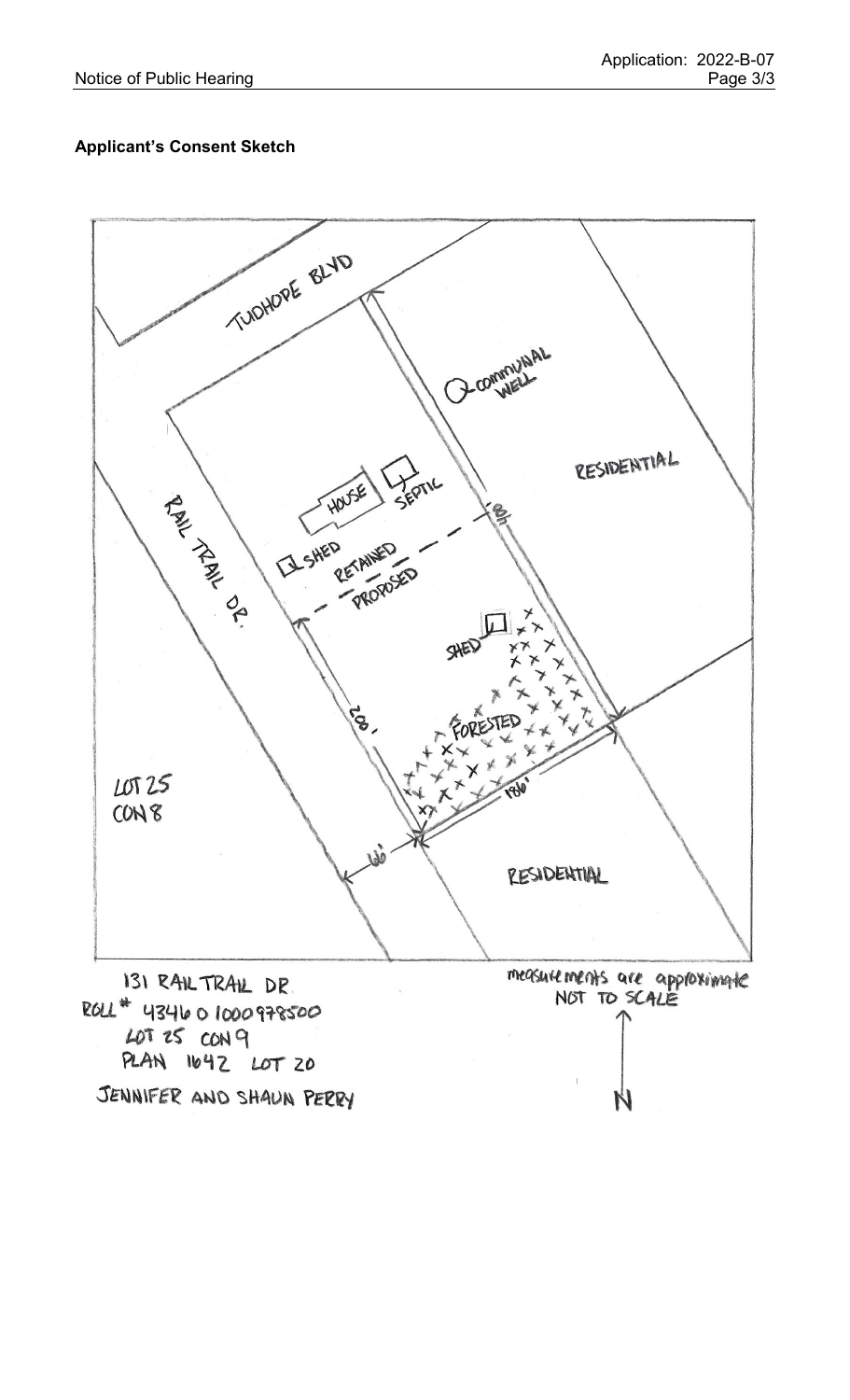**Applicant's Consent Sketch**

TUDHOPE BLVD

COMMUNAL WELL

RESIDENTIAL

RAIL TRAIL DR.

HOUSE

SEPTIC

SHED

RETAINED

PROPOSED

80'

SHED

200'

FORESTED

180'

LOT 25
CON 8

60'

RESIDENTIAL

131 RAIL TRAIL DR.
ROLL # 43460 1000978500
LOT 25 CON 9
PLAN 1642 LOT 20
JENNIFER AND SHAUN PERRY

measurements are approximate
NOT TO SCALE

N